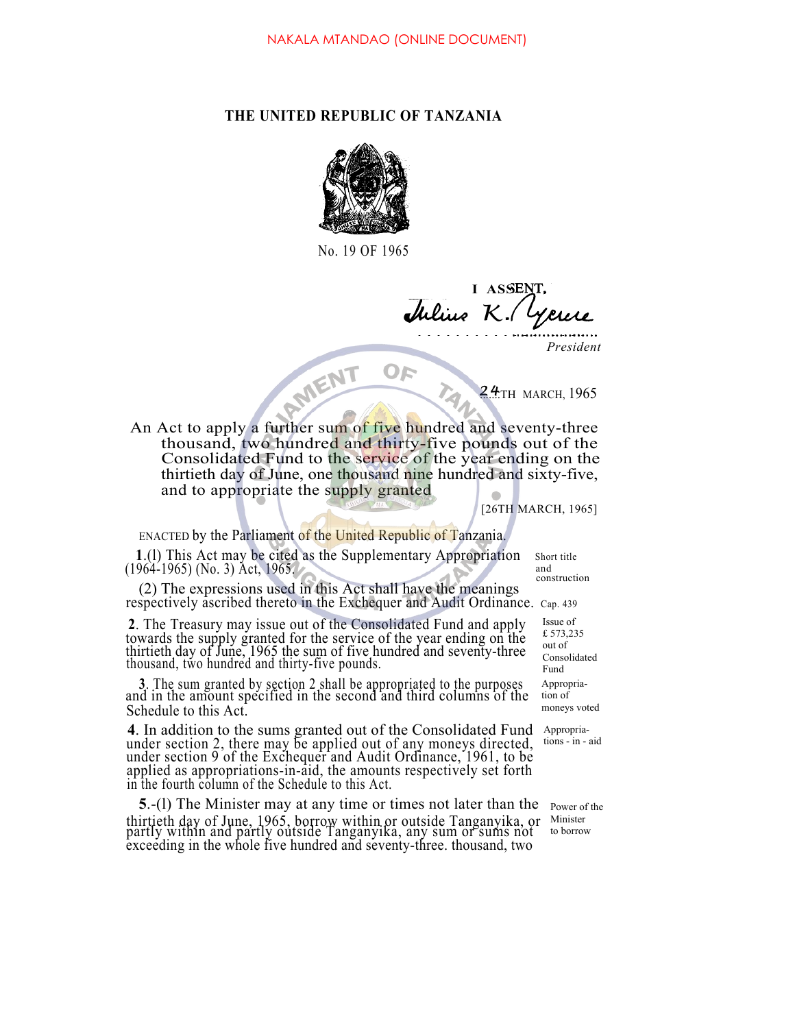NAKALA MTANDAO (ONLINE DOCUMENT)

# THE UNITED REPUBLIC OF TANZANIA

No. 19 OF 1965

I ASSENT,

Julius K. Nyerere

*President*

24TH MARCH, 1965

An Act to apply a further sum of five hundred and seventy-three thousand, two hundred and thirty-five pounds out of the Consolidated Fund to the service of the year ending on the thirtieth day of June, one thousand nine hundred and sixty-five, and to appropriate the supply granted

[26TH MARCH, 1965]

ENACTED by the Parliament of the United Republic of Tanzania.

Short title and construction

**1**.(l) This Act may be cited as the Supplementary Appropriation (1964-1965) (No. 3) Act, 1965.

Cap. 439

(2) The expressions used in this Act shall have the meanings respectively ascribed thereto in the Exchequer and Audit Ordinance.

Issue of £ 573,235 out of Consolidated Fund

**2**. The Treasury may issue out of the Consolidated Fund and apply towards the supply granted for the service of the year ending on the thirtieth day of June, 1965 the sum of five hundred and seventy-three thousand, two hundred and thirty-five pounds.

Appropriation of moneys voted

**3**. The sum granted by section 2 shall be appropriated to the purposes and in the amount specified in the second and third columns of the Schedule to this Act.

Appropriations - in - aid

**4**. In addition to the sums granted out of the Consolidated Fund under section 2, there may be applied out of any moneys directed, under section 9 of the Exchequer and Audit Ordinance, 1961, to be applied as appropriations-in-aid, the amounts respectively set forth in the fourth column of the Schedule to this Act.

Power of the Minister to borrow

**5**.-(l) The Minister may at any time or times not later than the thirtieth day of June, 1965, borrow within or outside Tanganyika, or partly within and partly outside Tanganyika, any sum or sums not exceeding in the whole five hundred and seventy-three. thousand, two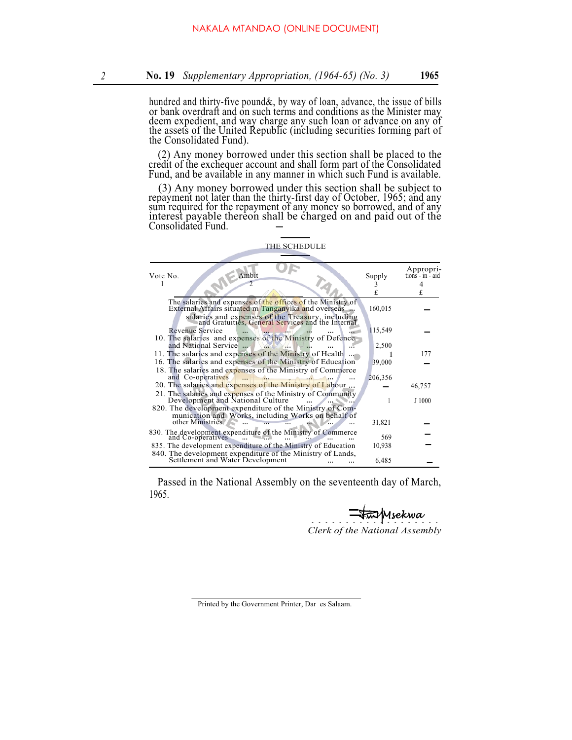hundred and thirty-five pound&, by way of loan, advance, the issue of bills or bank overdraft and on such terms and conditions as the Minister may deem expedient, and way charge any such loan or advance on any of the assets of the United Republic (including securities forming part of the Consolidated Fund).

(2) Any money borrowed under this section shall be placed to the credit of the exchequer account and shall form part of the Consolidated Fund, and be available in any manner in which such Fund is available.

(3) Any money borrowed under this section shall be subject to repayment not later than the thirty-first day of October, 1965; and any sum required for the repayment of any money so borrowed, and of any interest payable thereon shall be charged on and paid out of the Consolidated Fund.

THE SCHEDULE

| Vote No. 1 | Ambit 2 | Supply 3 £ | Appropriations - in - aid 4 £ |
|---|---|---|---|
| | The salaries and expenses of the offices of the Ministry of External Affairs situated m Tanganyika and overseas ... | 160,015 | – |
| | salaries and expenses of the Treasury, including and Gratuities, General Services and the Internal Revenue Service ... ... ... ... ... ... | 115,549 | – |
| 10. | The salaries and expenses of the Ministry of Defence and National Service ... ... ... ... ... ... | 2,500 | |
| 11. | The salaries and expenses of the Ministry of Health ... | 1 | 177 |
| 16. | The salaries and expenses of the Ministry of Education | 39,000 | – |
| 18. | The salaries and expenses of the Ministry of Commerce and Co-operatives ... ... ... ... ... ... | 206,356 | |
| 20. | The salaries and expenses of the Ministry of Labour ... | – | 46,757 |
| 21. | The salaries and expenses of the Ministry of Community Development and National Culture ... ... ... | 1 | J 1000 |
| 820. | The development expenditure of the Ministry of Communication and Works, including Works on behalf of other Ministries ... ... ... ... ... ... | 31,821 | – |
| 830. | The development expenditure of the Ministry of Commerce and Co-operatives ... ... ... ... ... ... | 569 | – |
| 835. | The development expenditure of the Ministry of Education | 10,938 | – |
| 840. | The development expenditure of the Ministry of Lands, Settlement and Water Development ... ... | 6,485 | – |

Passed in the National Assembly on the seventeenth day of March, 1965.

Msekwa

*Clerk of the National Assembly*

Printed by the Government Printer, Dar es Salaam.